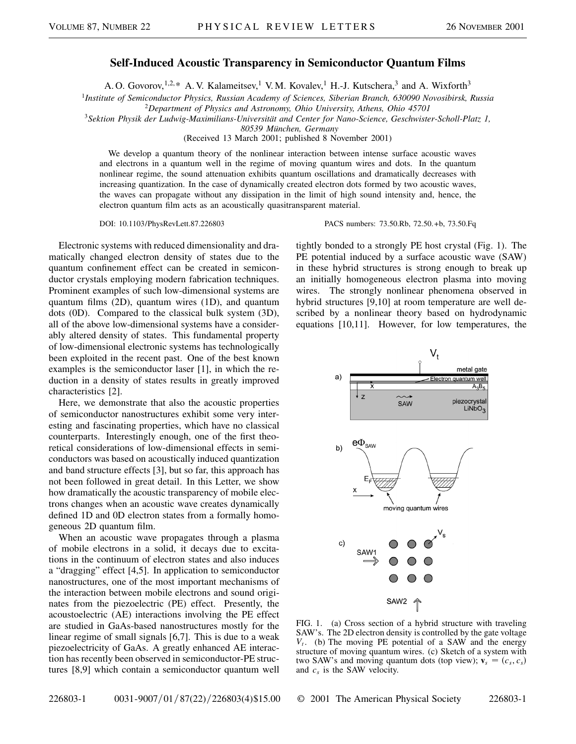# Self-Induced Acoustic Transparency in Semiconductor Quantum Films

A. O. Govorov,[1,2,*] A. V. Kalameitsev,[1] V. M. Kovalev,[1] H.-J. Kutschera,[3] and A. Wixforth[3]

[1]*Institute of Semiconductor Physics, Russian Academy of Sciences, Siberian Branch, 630090 Novosibirsk, Russia*
[2]*Department of Physics and Astronomy, Ohio University, Athens, Ohio 45701*
[3]*Sektion Physik der Ludwig-Maximilians-Universität and Center for Nano-Science, Geschwister-Scholl-Platz 1, 80539 München, Germany*

(Received 13 March 2001; published 8 November 2001)

We develop a quantum theory of the nonlinear interaction between intense surface acoustic waves and electrons in a quantum well in the regime of moving quantum wires and dots. In the quantum nonlinear regime, the sound attenuation exhibits quantum oscillations and dramatically decreases with increasing quantization. In the case of dynamically created electron dots formed by two acoustic waves, the waves can propagate without any dissipation in the limit of high sound intensity and, hence, the electron quantum film acts as an acoustically quasitransparent material.

DOI: 10.1103/PhysRevLett.87.226803 PACS numbers: 73.50.Rb, 72.50.+b, 73.50.Fq

Electronic systems with reduced dimensionality and dramatically changed electron density of states due to the quantum confinement effect can be created in semiconductor crystals employing modern fabrication techniques. Prominent examples of such low-dimensional systems are quantum films (2D), quantum wires (1D), and quantum dots (0D). Compared to the classical bulk system (3D), all of the above low-dimensional systems have a considerably altered density of states. This fundamental property of low-dimensional electronic systems has technologically been exploited in the recent past. One of the best known examples is the semiconductor laser [1], in which the reduction in a density of states results in greatly improved characteristics [2].

Here, we demonstrate that also the acoustic properties of semiconductor nanostructures exhibit some very interesting and fascinating properties, which have no classical counterparts. Interestingly enough, one of the first theoretical considerations of low-dimensional effects in semiconductors was based on acoustically induced quantization and band structure effects [3], but so far, this approach has not been followed in great detail. In this Letter, we show how dramatically the acoustic transparency of mobile electrons changes when an acoustic wave creates dynamically defined 1D and 0D electron states from a formally homogeneous 2D quantum film.

When an acoustic wave propagates through a plasma of mobile electrons in a solid, it decays due to excitations in the continuum of electron states and also induces a "dragging" effect [4,5]. In application to semiconductor nanostructures, one of the most important mechanisms of the interaction between mobile electrons and sound originates from the piezoelectric (PE) effect. Presently, the acoustoelectric (AE) interactions involving the PE effect are studied in GaAs-based nanostructures mostly for the linear regime of small signals [6,7]. This is due to a weak piezoelectricity of GaAs. A greatly enhanced AE interaction has recently been observed in semiconductor-PE structures [8,9] which contain a semiconductor quantum well tightly bonded to a strongly PE host crystal (Fig. 1). The PE potential induced by a surface acoustic wave (SAW) in these hybrid structures is strong enough to break up an initially homogeneous electron plasma into moving wires. The strongly nonlinear phenomena observed in hybrid structures [9,10] at room temperature are well described by a nonlinear theory based on hydrodynamic equations [10,11]. However, for low temperatures, the

FIG. 1. (a) Cross section of a hybrid structure with traveling SAW's. The 2D electron density is controlled by the gate voltage $V_t$. (b) The moving PE potential of a SAW and the energy structure of moving quantum wires. (c) Sketch of a system with two SAW's and moving quantum dots (top view); $\mathbf{v}_s = (c_s, c_s)$ and $c_s$ is the SAW velocity.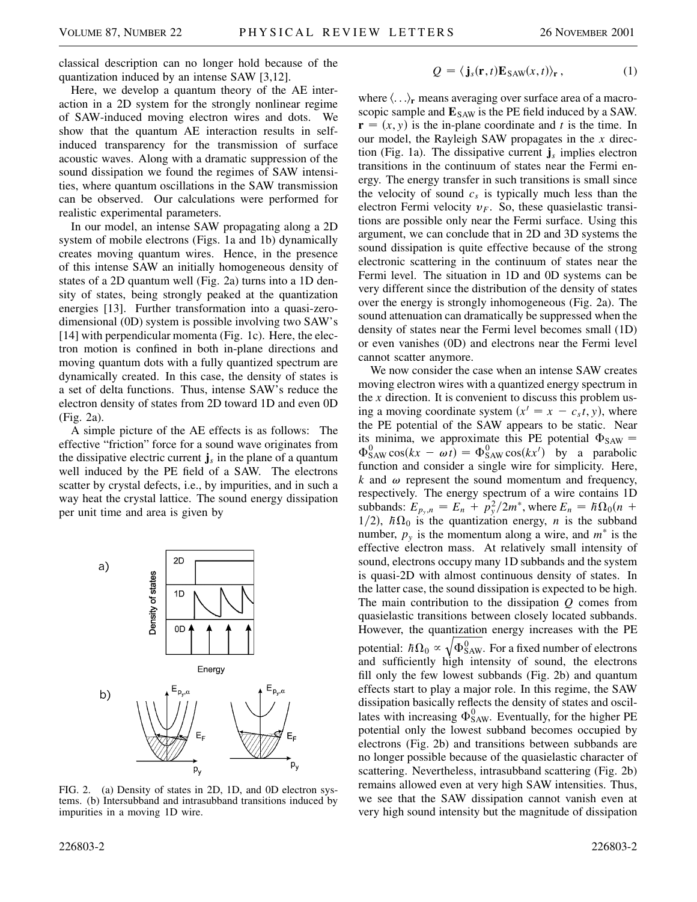classical description can no longer hold because of the quantization induced by an intense SAW [3,12].

Here, we develop a quantum theory of the AE interaction in a 2D system for the strongly nonlinear regime of SAW-induced moving electron wires and dots. We show that the quantum AE interaction results in self-induced transparency for the transmission of surface acoustic waves. Along with a dramatic suppression of the sound dissipation we found the regimes of SAW intensities, where quantum oscillations in the SAW transmission can be observed. Our calculations were performed for realistic experimental parameters.

In our model, an intense SAW propagating along a 2D system of mobile electrons (Figs. 1a and 1b) dynamically creates moving quantum wires. Hence, in the presence of this intense SAW an initially homogeneous density of states of a 2D quantum well (Fig. 2a) turns into a 1D density of states, being strongly peaked at the quantization energies [13]. Further transformation into a quasi-zero-dimensional (0D) system is possible involving two SAW's [14] with perpendicular momenta (Fig. 1c). Here, the electron motion is confined in both in-plane directions and moving quantum dots with a fully quantized spectrum are dynamically created. In this case, the density of states is a set of delta functions. Thus, intense SAW's reduce the electron density of states from 2D toward 1D and even 0D (Fig. 2a).

A simple picture of the AE effects is as follows: The effective "friction" force for a sound wave originates from the dissipative electric current $\mathbf{j}_s$ in the plane of a quantum well induced by the PE field of a SAW. The electrons scatter by crystal defects, i.e., by impurities, and in such a way heat the crystal lattice. The sound energy dissipation per unit time and area is given by

$$Q = \langle \mathbf{j}_s(\mathbf{r},t)\mathbf{E}_{\mathrm{SAW}}(x,t)\rangle_{\mathbf{r}}\,, \tag{1}$$

where $\langle \ldots \rangle_{\mathbf{r}}$ means averaging over surface area of a macroscopic sample and $\mathbf{E}_{\mathrm{SAW}}$ is the PE field induced by a SAW. $\mathbf{r} = (x, y)$ is the in-plane coordinate and $t$ is the time. In our model, the Rayleigh SAW propagates in the $x$ direction (Fig. 1a). The dissipative current $\mathbf{j}_s$ implies electron transitions in the continuum of states near the Fermi energy. The energy transfer in such transitions is small since the velocity of sound $c_s$ is typically much less than the electron Fermi velocity $v_F$. So, these quasielastic transitions are possible only near the Fermi surface. Using this argument, we can conclude that in 2D and 3D systems the sound dissipation is quite effective because of the strong electronic scattering in the continuum of states near the Fermi level. The situation in 1D and 0D systems can be very different since the distribution of the density of states over the energy is strongly inhomogeneous (Fig. 2a). The sound attenuation can dramatically be suppressed when the density of states near the Fermi level becomes small (1D) or even vanishes (0D) and electrons near the Fermi level cannot scatter anymore.

We now consider the case when an intense SAW creates moving electron wires with a quantized energy spectrum in the $x$ direction. It is convenient to discuss this problem using a moving coordinate system ($x' = x - c_s t, y$), where the PE potential of the SAW appears to be static. Near its minima, we approximate this PE potential $\Phi_{\mathrm{SAW}} = \Phi^0_{\mathrm{SAW}} \cos(kx - \omega t) = \Phi^0_{\mathrm{SAW}} \cos(kx')$ by a parabolic function and consider a single wire for simplicity. Here, $k$ and $\omega$ represent the sound momentum and frequency, respectively. The energy spectrum of a wire contains 1D subbands: $E_{p_y,n} = E_n + p_y^2/2m^*$, where $E_n = \hbar\Omega_0(n + 1/2)$, $\hbar\Omega_0$ is the quantization energy, $n$ is the subband number, $p_y$ is the momentum along a wire, and $m^*$ is the effective electron mass. At relatively small intensity of sound, electrons occupy many 1D subbands and the system is quasi-2D with almost continuous density of states. In the latter case, the sound dissipation is expected to be high. The main contribution to the dissipation $Q$ comes from quasielastic transitions between closely located subbands. However, the quantization energy increases with the PE potential: $\hbar\Omega_0 \propto \sqrt{\Phi^0_{\mathrm{SAW}}}$. For a fixed number of electrons and sufficiently high intensity of sound, the electrons fill only the few lowest subbands (Fig. 2b) and quantum effects start to play a major role. In this regime, the SAW dissipation basically reflects the density of states and oscillates with increasing $\Phi^0_{\mathrm{SAW}}$. Eventually, for the higher PE potential only the lowest subband becomes occupied by electrons (Fig. 2b) and transitions between subbands are no longer possible because of the quasielastic character of scattering. Nevertheless, intrasubband scattering (Fig. 2b) remains allowed even at very high SAW intensities. Thus, we see that the SAW dissipation cannot vanish even at very high sound intensity but the magnitude of dissipation

FIG. 2. (a) Density of states in 2D, 1D, and 0D electron systems. (b) Intersubband and intrasubband transitions induced by impurities in a moving 1D wire.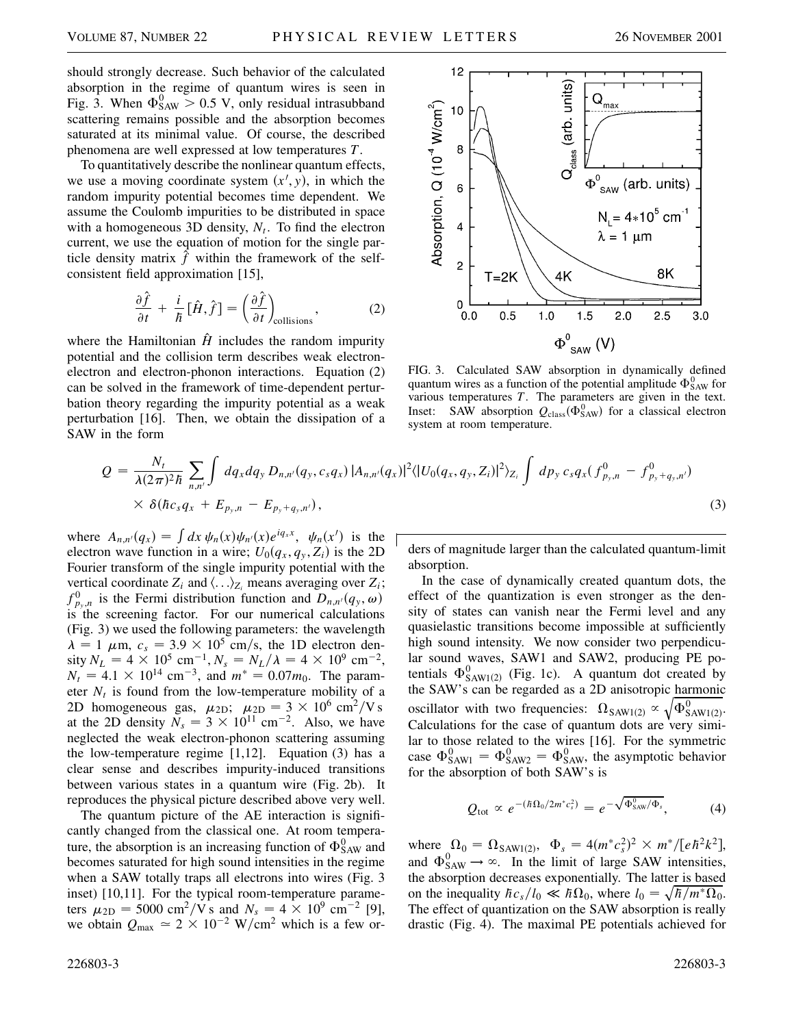should strongly decrease. Such behavior of the calculated absorption in the regime of quantum wires is seen in Fig. 3. When $\Phi^0_{\mathrm{SAW}} > 0.5$ V, only residual intrasubband scattering remains possible and the absorption becomes saturated at its minimal value. Of course, the described phenomena are well expressed at low temperatures $T$.

To quantitatively describe the nonlinear quantum effects, we use a moving coordinate system $(x', y)$, in which the random impurity potential becomes time dependent. We assume the Coulomb impurities to be distributed in space with a homogeneous 3D density, $N_t$. To find the electron current, we use the equation of motion for the single particle density matrix $\hat{f}$ within the framework of the self-consistent field approximation [15],

$$\frac{\partial \hat{f}}{\partial t} + \frac{i}{\hbar}[\hat{H}, \hat{f}] = \left(\frac{\partial \hat{f}}{\partial t}\right)_{\text{collisions}}, \tag{2}$$

where the Hamiltonian $\hat{H}$ includes the random impurity potential and the collision term describes weak electron-electron and electron-phonon interactions. Equation (2) can be solved in the framework of time-dependent perturbation theory regarding the impurity potential as a weak perturbation [16]. Then, we obtain the dissipation of a SAW in the form

FIG. 3. Calculated SAW absorption in dynamically defined quantum wires as a function of the potential amplitude $\Phi^0_{\mathrm{SAW}}$ for various temperatures $T$. The parameters are given in the text. Inset: SAW absorption $Q_{\mathrm{class}}(\Phi^0_{\mathrm{SAW}})$ for a classical electron system at room temperature.

$$Q = \frac{N_t}{\lambda(2\pi)^2\hbar} \sum_{n,n'} \int dq_x dq_y \, D_{n,n'}(q_y, c_s q_x) \, |A_{n,n'}(q_x)|^2 \langle |U_0(q_x, q_y, Z_i)|^2 \rangle_{Z_i} \int dp_y \, c_s q_x (f^0_{p_y,n} - f^0_{p_y+q_y,n'}) \times \delta(\hbar c_s q_x + E_{p_y,n} - E_{p_y+q_y,n'}), \tag{3}$$

where $A_{n,n'}(q_x) = \int dx \, \psi_n(x)\psi_{n'}(x)e^{iq_x x}$, $\psi_n(x')$ is the electron wave function in a wire; $U_0(q_x, q_y, Z_i)$ is the 2D Fourier transform of the single impurity potential with the vertical coordinate $Z_i$ and $\langle \ldots \rangle_{Z_i}$ means averaging over $Z_i$; $f^0_{p_y,n}$ is the Fermi distribution function and $D_{n,n'}(q_y, \omega)$ is the screening factor. For our numerical calculations (Fig. 3) we used the following parameters: the wavelength $\lambda = 1$ $\mu$m, $c_s = 3.9 \times 10^5$ cm/s, the 1D electron density $N_L = 4 \times 10^5$ cm$^{-1}$, $N_s = N_L/\lambda = 4 \times 10^9$ cm$^{-2}$, $N_t = 4.1 \times 10^{14}$ cm$^{-3}$, and $m^* = 0.07 m_0$. The parameter $N_t$ is found from the low-temperature mobility of a 2D homogeneous gas, $\mu_{2D}$; $\mu_{2D} = 3 \times 10^6$ cm$^2$/V s at the 2D density $N_s = 3 \times 10^{11}$ cm$^{-2}$. Also, we have neglected the weak electron-phonon scattering assuming the low-temperature regime [1,12]. Equation (3) has a clear sense and describes impurity-induced transitions between various states in a quantum wire (Fig. 2b). It reproduces the physical picture described above very well.

The quantum picture of the AE interaction is significantly changed from the classical one. At room temperature, the absorption is an increasing function of $\Phi^0_{\mathrm{SAW}}$ and becomes saturated for high sound intensities in the regime when a SAW totally traps all electrons into wires (Fig. 3 inset) [10,11]. For the typical room-temperature parameters $\mu_{2D} = 5000$ cm$^2$/V s and $N_s = 4 \times 10^9$ cm$^{-2}$ [9], we obtain $Q_{\max} \simeq 2 \times 10^{-2}$ W/cm$^2$ which is a few orders of magnitude larger than the calculated quantum-limit absorption.

In the case of dynamically created quantum dots, the effect of the quantization is even stronger as the density of states can vanish near the Fermi level and any quasielastic transitions become impossible at sufficiently high sound intensity. We now consider two perpendicular sound waves, SAW1 and SAW2, producing PE potentials $\Phi^0_{\mathrm{SAW1(2)}}$ (Fig. 1c). A quantum dot created by the SAW's can be regarded as a 2D anisotropic harmonic oscillator with two frequencies: $\Omega_{\mathrm{SAW1(2)}} \propto \sqrt{\Phi^0_{\mathrm{SAW1(2)}}}$. Calculations for the case of quantum dots are very similar to those related to the wires [16]. For the symmetric case $\Phi^0_{\mathrm{SAW1}} = \Phi^0_{\mathrm{SAW2}} = \Phi^0_{\mathrm{SAW}}$, the asymptotic behavior for the absorption of both SAW's is

$$Q_{\mathrm{tot}} \propto e^{-(\hbar\Omega_0/2m^*c_s^2)} = e^{-\sqrt{\Phi^0_{\mathrm{SAW}}/\Phi_s}}, \tag{4}$$

where $\Omega_0 = \Omega_{\mathrm{SAW1(2)}}$, $\Phi_s = 4(m^*c_s^2)^2 \times m^*/[e\hbar^2 k^2]$, and $\Phi^0_{\mathrm{SAW}} \to \infty$. In the limit of large SAW intensities, the absorption decreases exponentially. The latter is based on the inequality $\hbar c_s/l_0 \ll \hbar\Omega_0$, where $l_0 = \sqrt{\hbar/m^*\Omega_0}$. The effect of quantization on the SAW absorption is really drastic (Fig. 4). The maximal PE potentials achieved for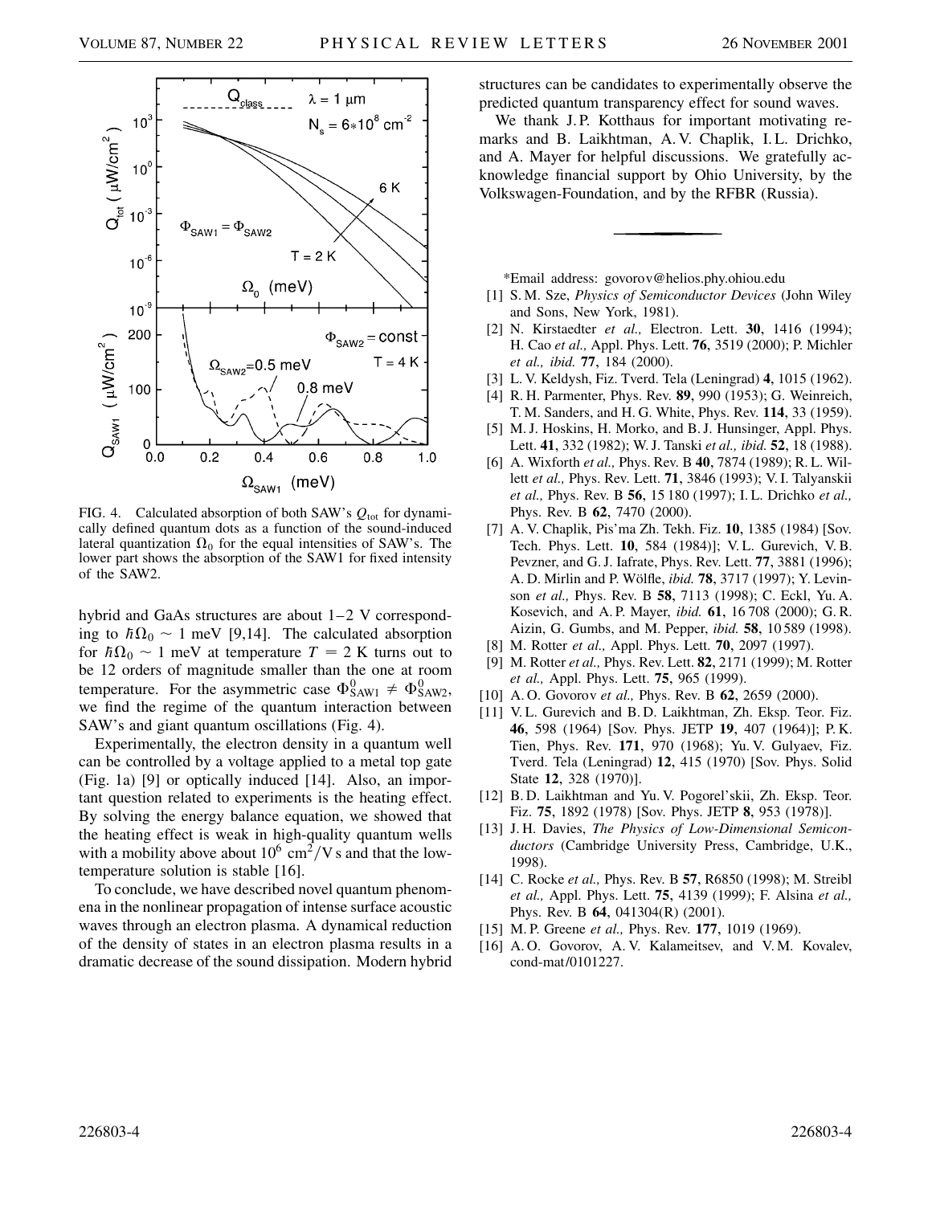Q_class

λ = 1 μm

N_s = 6*10^8 cm^-2

Q_tot (μW/cm^2)

10^3

10^0

10^-3

10^-6

10^-9

6 K

Φ_SAW1 = Φ_SAW2

T = 2 K

Ω_0 (meV)

Φ_SAW2 = const

T = 4 K

Ω_SAW2=0.5 meV

0.8 meV

Q_SAW1 (μW/cm^2)

200

100

0

0.0 0.2 0.4 0.6 0.8 1.0

Ω_SAW1 (meV)

FIG. 4. Calculated absorption of both SAW's $Q_{\text{tot}}$ for dynamically defined quantum dots as a function of the sound-induced lateral quantization $\Omega_0$ for the equal intensities of SAW's. The lower part shows the absorption of the SAW1 for fixed intensity of the SAW2.

hybrid and GaAs structures are about 1–2 V corresponding to $\hbar\Omega_0 \sim 1$ meV [9,14]. The calculated absorption for $\hbar\Omega_0 \sim 1$ meV at temperature $T = 2$ K turns out to be 12 orders of magnitude smaller than the one at room temperature. For the asymmetric case $\Phi^0_{\text{SAW1}} \neq \Phi^0_{\text{SAW2}}$, we find the regime of the quantum interaction between SAW's and giant quantum oscillations (Fig. 4).

Experimentally, the electron density in a quantum well can be controlled by a voltage applied to a metal top gate (Fig. 1a) [9] or optically induced [14]. Also, an important question related to experiments is the heating effect. By solving the energy balance equation, we showed that the heating effect is weak in high-quality quantum wells with a mobility above about $10^6$ cm$^2$/V s and that the low-temperature solution is stable [16].

To conclude, we have described novel quantum phenomena in the nonlinear propagation of intense surface acoustic waves through an electron plasma. A dynamical reduction of the density of states in an electron plasma results in a dramatic decrease of the sound dissipation. Modern hybrid structures can be candidates to experimentally observe the predicted quantum transparency effect for sound waves.

We thank J. P. Kotthaus for important motivating remarks and B. Laikhtman, A. V. Chaplik, I. L. Drichko, and A. Mayer for helpful discussions. We gratefully acknowledge financial support by Ohio University, by the Volkswagen-Foundation, and by the RFBR (Russia).

*Email address: govorov@helios.phy.ohiou.edu

[1] S. M. Sze, *Physics of Semiconductor Devices* (John Wiley and Sons, New York, 1981).

[2] N. Kirstaedter *et al.,* Electron. Lett. **30**, 1416 (1994); H. Cao *et al.,* Appl. Phys. Lett. **76**, 3519 (2000); P. Michler *et al., ibid.* **77**, 184 (2000).

[3] L. V. Keldysh, Fiz. Tverd. Tela (Leningrad) **4**, 1015 (1962).

[4] R. H. Parmenter, Phys. Rev. **89**, 990 (1953); G. Weinreich, T. M. Sanders, and H. G. White, Phys. Rev. **114**, 33 (1959).

[5] M. J. Hoskins, H. Morko, and B. J. Hunsinger, Appl. Phys. Lett. **41**, 332 (1982); W. J. Tanski *et al., ibid.* **52**, 18 (1988).

[6] A. Wixforth *et al.,* Phys. Rev. B **40**, 7874 (1989); R. L. Willett *et al.,* Phys. Rev. Lett. **71**, 3846 (1993); V. I. Talyanskii *et al.,* Phys. Rev. B **56**, 15 180 (1997); I. L. Drichko *et al.,* Phys. Rev. B **62**, 7470 (2000).

[7] A. V. Chaplik, Pis'ma Zh. Tekh. Fiz. **10**, 1385 (1984) [Sov. Tech. Phys. Lett. **10**, 584 (1984)]; V. L. Gurevich, V. B. Pevzner, and G. J. Iafrate, Phys. Rev. Lett. **77**, 3881 (1996); A. D. Mirlin and P. Wölfle, *ibid.* **78**, 3717 (1997); Y. Levinson *et al.,* Phys. Rev. B **58**, 7113 (1998); C. Eckl, Yu. A. Kosevich, and A. P. Mayer, *ibid.* **61**, 16 708 (2000); G. R. Aizin, G. Gumbs, and M. Pepper, *ibid.* **58**, 10 589 (1998).

[8] M. Rotter *et al.,* Appl. Phys. Lett. **70**, 2097 (1997).

[9] M. Rotter *et al.,* Phys. Rev. Lett. **82**, 2171 (1999); M. Rotter *et al.,* Appl. Phys. Lett. **75**, 965 (1999).

[10] A. O. Govorov *et al.,* Phys. Rev. B **62**, 2659 (2000).

[11] V. L. Gurevich and B. D. Laikhtman, Zh. Eksp. Teor. Fiz. **46**, 598 (1964) [Sov. Phys. JETP **19**, 407 (1964)]; P. K. Tien, Phys. Rev. **171**, 970 (1968); Yu. V. Gulyaev, Fiz. Tverd. Tela (Leningrad) **12**, 415 (1970) [Sov. Phys. Solid State **12**, 328 (1970)].

[12] B. D. Laikhtman and Yu. V. Pogorel'skii, Zh. Eksp. Teor. Fiz. **75**, 1892 (1978) [Sov. Phys. JETP **8**, 953 (1978)].

[13] J. H. Davies, *The Physics of Low-Dimensional Semiconductors* (Cambridge University Press, Cambridge, U.K., 1998).

[14] C. Rocke *et al.,* Phys. Rev. B **57**, R6850 (1998); M. Streibl *et al.,* Appl. Phys. Lett. **75**, 4139 (1999); F. Alsina *et al.,* Phys. Rev. B **64**, 041304(R) (2001).

[15] M. P. Greene *et al.,* Phys. Rev. **177**, 1019 (1969).

[16] A. O. Govorov, A. V. Kalameitsev, and V. M. Kovalev, cond-mat/0101227.